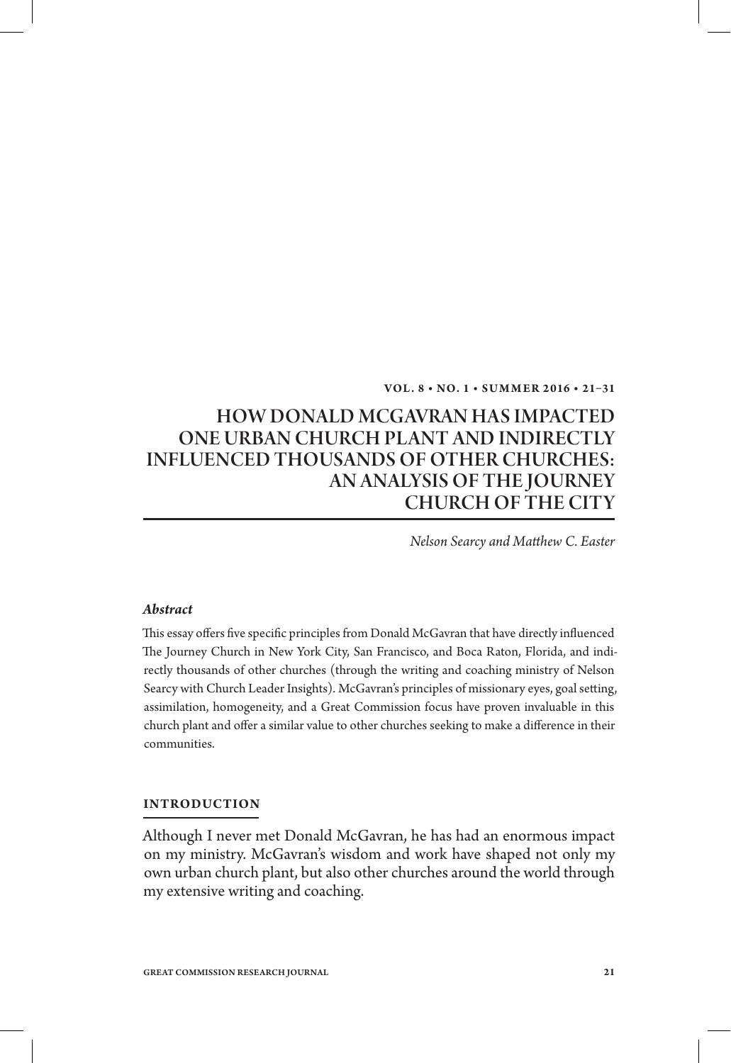# HOW DONALD MCGAVRAN HAS IMPACTED ONE URBAN CHURCH PLANT AND INDIRECTLY INFLUENCED THOUSANDS OF OTHER CHURCHES: AN ANALYSIS OF THE JOURNEY CHURCH OF THE CITY

*Nelson Searcy and Matthew C. Easter*

### *Abstract*

This essay offers five specific principles from Donald McGavran that have directly influenced The Journey Church in New York City, San Francisco, and Boca Raton, Florida, and indirectly thousands of other churches (through the writing and coaching ministry of Nelson Searcy with Church Leader Insights). McGavran's principles of missionary eyes, goal setting, assimilation, homogeneity, and a Great Commission focus have proven invaluable in this church plant and offer a similar value to other churches seeking to make a difference in their communities.

## INTRODUCTION

Although I never met Donald McGavran, he has had an enormous impact on my ministry. McGavran's wisdom and work have shaped not only my own urban church plant, but also other churches around the world through my extensive writing and coaching.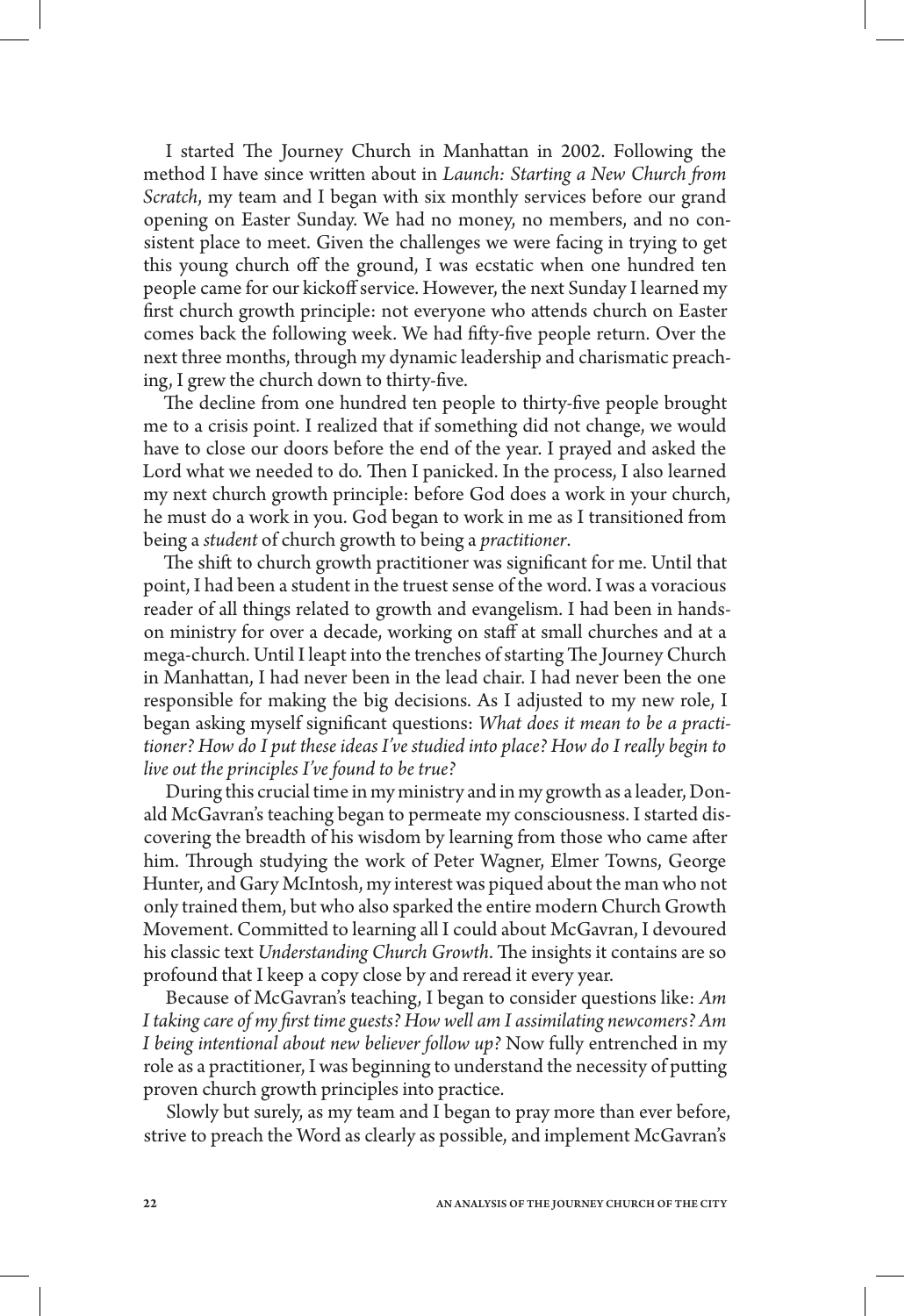I started The Journey Church in Manhattan in 2002. Following the method I have since written about in *Launch: Starting a New Church from Scratch*, my team and I began with six monthly services before our grand opening on Easter Sunday. We had no money, no members, and no consistent place to meet. Given the challenges we were facing in trying to get this young church off the ground, I was ecstatic when one hundred ten people came for our kickoff service. However, the next Sunday I learned my first church growth principle: not everyone who attends church on Easter comes back the following week. We had fifty-five people return. Over the next three months, through my dynamic leadership and charismatic preaching, I grew the church down to thirty-five.

The decline from one hundred ten people to thirty-five people brought me to a crisis point. I realized that if something did not change, we would have to close our doors before the end of the year. I prayed and asked the Lord what we needed to do. Then I panicked. In the process, I also learned my next church growth principle: before God does a work in your church, he must do a work in you. God began to work in me as I transitioned from being a *student* of church growth to being a *practitioner*.

The shift to church growth practitioner was significant for me. Until that point, I had been a student in the truest sense of the word. I was a voracious reader of all things related to growth and evangelism. I had been in hands-on ministry for over a decade, working on staff at small churches and at a mega-church. Until I leapt into the trenches of starting The Journey Church in Manhattan, I had never been in the lead chair. I had never been the one responsible for making the big decisions. As I adjusted to my new role, I began asking myself significant questions: *What does it mean to be a practitioner? How do I put these ideas I've studied into place? How do I really begin to live out the principles I've found to be true?*

During this crucial time in my ministry and in my growth as a leader, Donald McGavran's teaching began to permeate my consciousness. I started discovering the breadth of his wisdom by learning from those who came after him. Through studying the work of Peter Wagner, Elmer Towns, George Hunter, and Gary McIntosh, my interest was piqued about the man who not only trained them, but who also sparked the entire modern Church Growth Movement. Committed to learning all I could about McGavran, I devoured his classic text *Understanding Church Growth*. The insights it contains are so profound that I keep a copy close by and reread it every year.

Because of McGavran's teaching, I began to consider questions like: *Am I taking care of my first time guests? How well am I assimilating newcomers? Am I being intentional about new believer follow up?* Now fully entrenched in my role as a practitioner, I was beginning to understand the necessity of putting proven church growth principles into practice.

Slowly but surely, as my team and I began to pray more than ever before, strive to preach the Word as clearly as possible, and implement McGavran's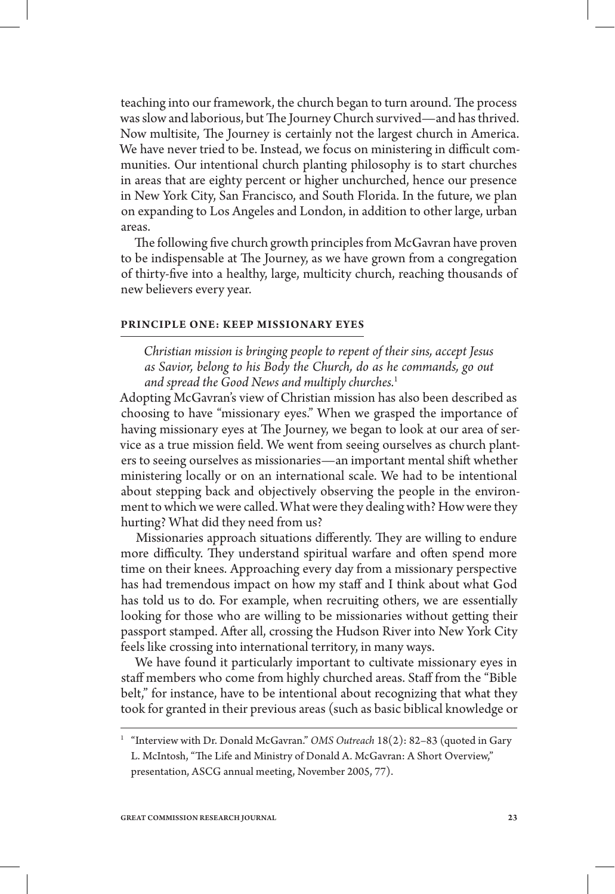teaching into our framework, the church began to turn around. The process was slow and laborious, but The Journey Church survived—and has thrived. Now multisite, The Journey is certainly not the largest church in America. We have never tried to be. Instead, we focus on ministering in difficult communities. Our intentional church planting philosophy is to start churches in areas that are eighty percent or higher unchurched, hence our presence in New York City, San Francisco, and South Florida. In the future, we plan on expanding to Los Angeles and London, in addition to other large, urban areas.

The following five church growth principles from McGavran have proven to be indispensable at The Journey, as we have grown from a congregation of thirty-five into a healthy, large, multicity church, reaching thousands of new believers every year.

### PRINCIPLE ONE: KEEP MISSIONARY EYES

> *Christian mission is bringing people to repent of their sins, accept Jesus as Savior, belong to his Body the Church, do as he commands, go out and spread the Good News and multiply churches.*[1]

Adopting McGavran's view of Christian mission has also been described as choosing to have "missionary eyes." When we grasped the importance of having missionary eyes at The Journey, we began to look at our area of service as a true mission field. We went from seeing ourselves as church planters to seeing ourselves as missionaries—an important mental shift whether ministering locally or on an international scale. We had to be intentional about stepping back and objectively observing the people in the environment to which we were called. What were they dealing with? How were they hurting? What did they need from us?

Missionaries approach situations differently. They are willing to endure more difficulty. They understand spiritual warfare and often spend more time on their knees. Approaching every day from a missionary perspective has had tremendous impact on how my staff and I think about what God has told us to do. For example, when recruiting others, we are essentially looking for those who are willing to be missionaries without getting their passport stamped. After all, crossing the Hudson River into New York City feels like crossing into international territory, in many ways.

We have found it particularly important to cultivate missionary eyes in staff members who come from highly churched areas. Staff from the "Bible belt," for instance, have to be intentional about recognizing that what they took for granted in their previous areas (such as basic biblical knowledge or

---

[1] "Interview with Dr. Donald McGavran." *OMS Outreach* 18(2): 82–83 (quoted in Gary L. McIntosh, "The Life and Ministry of Donald A. McGavran: A Short Overview," presentation, ASCG annual meeting, November 2005, 77).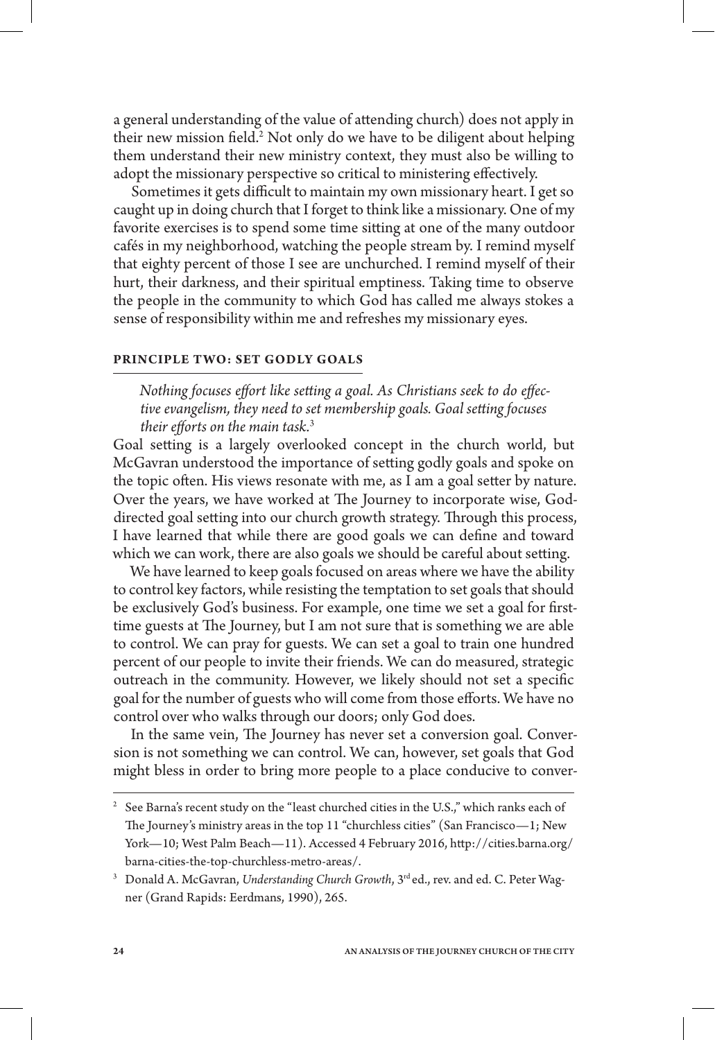a general understanding of the value of attending church) does not apply in their new mission field.[2] Not only do we have to be diligent about helping them understand their new ministry context, they must also be willing to adopt the missionary perspective so critical to ministering effectively.

Sometimes it gets difficult to maintain my own missionary heart. I get so caught up in doing church that I forget to think like a missionary. One of my favorite exercises is to spend some time sitting at one of the many outdoor cafés in my neighborhood, watching the people stream by. I remind myself that eighty percent of those I see are unchurched. I remind myself of their hurt, their darkness, and their spiritual emptiness. Taking time to observe the people in the community to which God has called me always stokes a sense of responsibility within me and refreshes my missionary eyes.

### PRINCIPLE TWO: SET GODLY GOALS

> *Nothing focuses effort like setting a goal. As Christians seek to do effective evangelism, they need to set membership goals. Goal setting focuses their efforts on the main task.*[3]

Goal setting is a largely overlooked concept in the church world, but McGavran understood the importance of setting godly goals and spoke on the topic often. His views resonate with me, as I am a goal setter by nature. Over the years, we have worked at The Journey to incorporate wise, God-directed goal setting into our church growth strategy. Through this process, I have learned that while there are good goals we can define and toward which we can work, there are also goals we should be careful about setting.

We have learned to keep goals focused on areas where we have the ability to control key factors, while resisting the temptation to set goals that should be exclusively God's business. For example, one time we set a goal for first-time guests at The Journey, but I am not sure that is something we are able to control. We can pray for guests. We can set a goal to train one hundred percent of our people to invite their friends. We can do measured, strategic outreach in the community. However, we likely should not set a specific goal for the number of guests who will come from those efforts. We have no control over who walks through our doors; only God does.

In the same vein, The Journey has never set a conversion goal. Conversion is not something we can control. We can, however, set goals that God might bless in order to bring more people to a place conducive to conver-

---

[2] See Barna's recent study on the "least churched cities in the U.S.," which ranks each of The Journey's ministry areas in the top 11 "churchless cities" (San Francisco—1; New York—10; West Palm Beach—11). Accessed 4 February 2016, http://cities.barna.org/barna-cities-the-top-churchless-metro-areas/.

[3] Donald A. McGavran, *Understanding Church Growth*, 3rd ed., rev. and ed. C. Peter Wagner (Grand Rapids: Eerdmans, 1990), 265.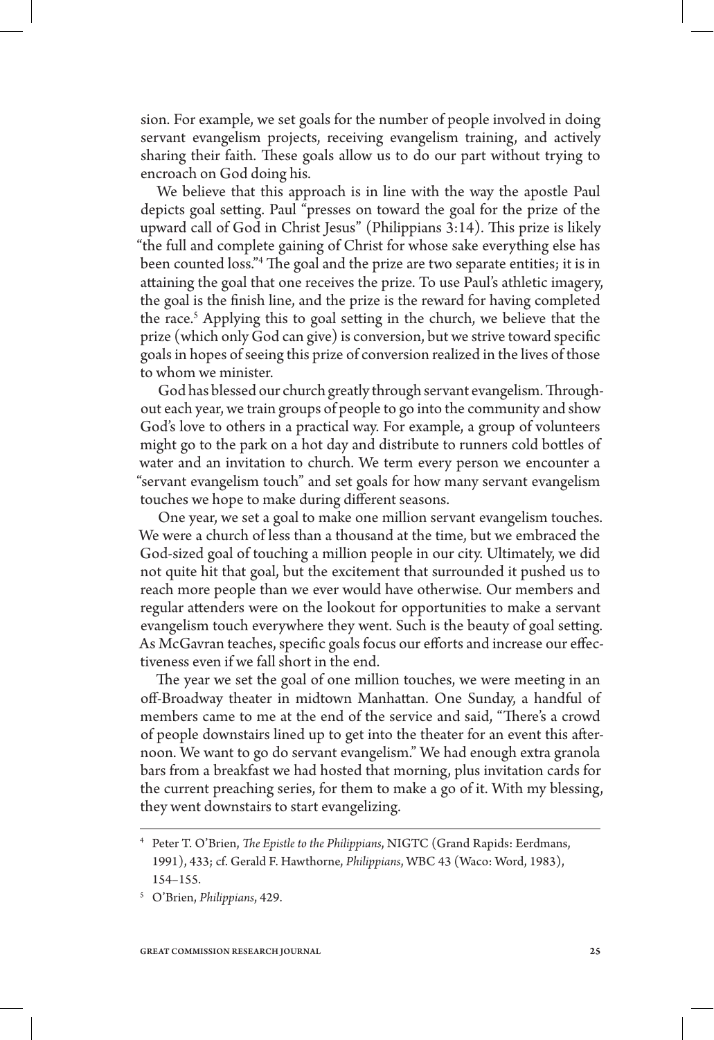sion. For example, we set goals for the number of people involved in doing servant evangelism projects, receiving evangelism training, and actively sharing their faith. These goals allow us to do our part without trying to encroach on God doing his.

We believe that this approach is in line with the way the apostle Paul depicts goal setting. Paul "presses on toward the goal for the prize of the upward call of God in Christ Jesus" (Philippians 3:14). This prize is likely "the full and complete gaining of Christ for whose sake everything else has been counted loss."[4] The goal and the prize are two separate entities; it is in attaining the goal that one receives the prize. To use Paul's athletic imagery, the goal is the finish line, and the prize is the reward for having completed the race.[5] Applying this to goal setting in the church, we believe that the prize (which only God can give) is conversion, but we strive toward specific goals in hopes of seeing this prize of conversion realized in the lives of those to whom we minister.

God has blessed our church greatly through servant evangelism. Throughout each year, we train groups of people to go into the community and show God's love to others in a practical way. For example, a group of volunteers might go to the park on a hot day and distribute to runners cold bottles of water and an invitation to church. We term every person we encounter a "servant evangelism touch" and set goals for how many servant evangelism touches we hope to make during different seasons.

One year, we set a goal to make one million servant evangelism touches. We were a church of less than a thousand at the time, but we embraced the God-sized goal of touching a million people in our city. Ultimately, we did not quite hit that goal, but the excitement that surrounded it pushed us to reach more people than we ever would have otherwise. Our members and regular attenders were on the lookout for opportunities to make a servant evangelism touch everywhere they went. Such is the beauty of goal setting. As McGavran teaches, specific goals focus our efforts and increase our effectiveness even if we fall short in the end.

The year we set the goal of one million touches, we were meeting in an off-Broadway theater in midtown Manhattan. One Sunday, a handful of members came to me at the end of the service and said, "There's a crowd of people downstairs lined up to get into the theater for an event this afternoon. We want to go do servant evangelism." We had enough extra granola bars from a breakfast we had hosted that morning, plus invitation cards for the current preaching series, for them to make a go of it. With my blessing, they went downstairs to start evangelizing.

---

[4] Peter T. O'Brien, *The Epistle to the Philippians*, NIGTC (Grand Rapids: Eerdmans, 1991), 433; cf. Gerald F. Hawthorne, *Philippians*, WBC 43 (Waco: Word, 1983), 154–155.

[5] O'Brien, *Philippians*, 429.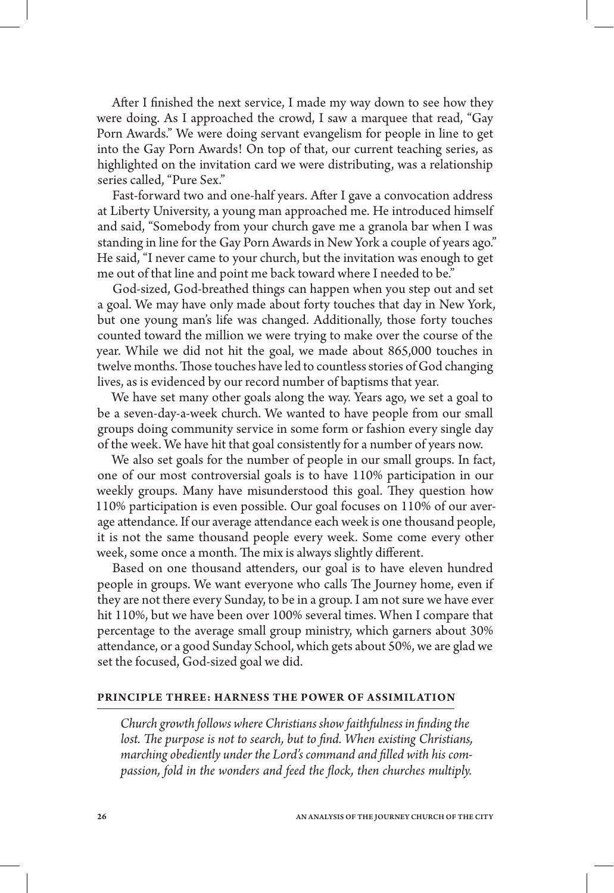After I finished the next service, I made my way down to see how they were doing. As I approached the crowd, I saw a marquee that read, "Gay Porn Awards." We were doing servant evangelism for people in line to get into the Gay Porn Awards! On top of that, our current teaching series, as highlighted on the invitation card we were distributing, was a relationship series called, "Pure Sex."

Fast-forward two and one-half years. After I gave a convocation address at Liberty University, a young man approached me. He introduced himself and said, "Somebody from your church gave me a granola bar when I was standing in line for the Gay Porn Awards in New York a couple of years ago." He said, "I never came to your church, but the invitation was enough to get me out of that line and point me back toward where I needed to be."

God-sized, God-breathed things can happen when you step out and set a goal. We may have only made about forty touches that day in New York, but one young man's life was changed. Additionally, those forty touches counted toward the million we were trying to make over the course of the year. While we did not hit the goal, we made about 865,000 touches in twelve months. Those touches have led to countless stories of God changing lives, as is evidenced by our record number of baptisms that year.

We have set many other goals along the way. Years ago, we set a goal to be a seven-day-a-week church. We wanted to have people from our small groups doing community service in some form or fashion every single day of the week. We have hit that goal consistently for a number of years now.

We also set goals for the number of people in our small groups. In fact, one of our most controversial goals is to have 110% participation in our weekly groups. Many have misunderstood this goal. They question how 110% participation is even possible. Our goal focuses on 110% of our average attendance. If our average attendance each week is one thousand people, it is not the same thousand people every week. Some come every other week, some once a month. The mix is always slightly different.

Based on one thousand attenders, our goal is to have eleven hundred people in groups. We want everyone who calls The Journey home, even if they are not there every Sunday, to be in a group. I am not sure we have ever hit 110%, but we have been over 100% several times. When I compare that percentage to the average small group ministry, which garners about 30% attendance, or a good Sunday School, which gets about 50%, we are glad we set the focused, God-sized goal we did.

## PRINCIPLE THREE: HARNESS THE POWER OF ASSIMILATION

*Church growth follows where Christians show faithfulness in finding the lost. The purpose is not to search, but to find. When existing Christians, marching obediently under the Lord's command and filled with his compassion, fold in the wonders and feed the flock, then churches multiply.*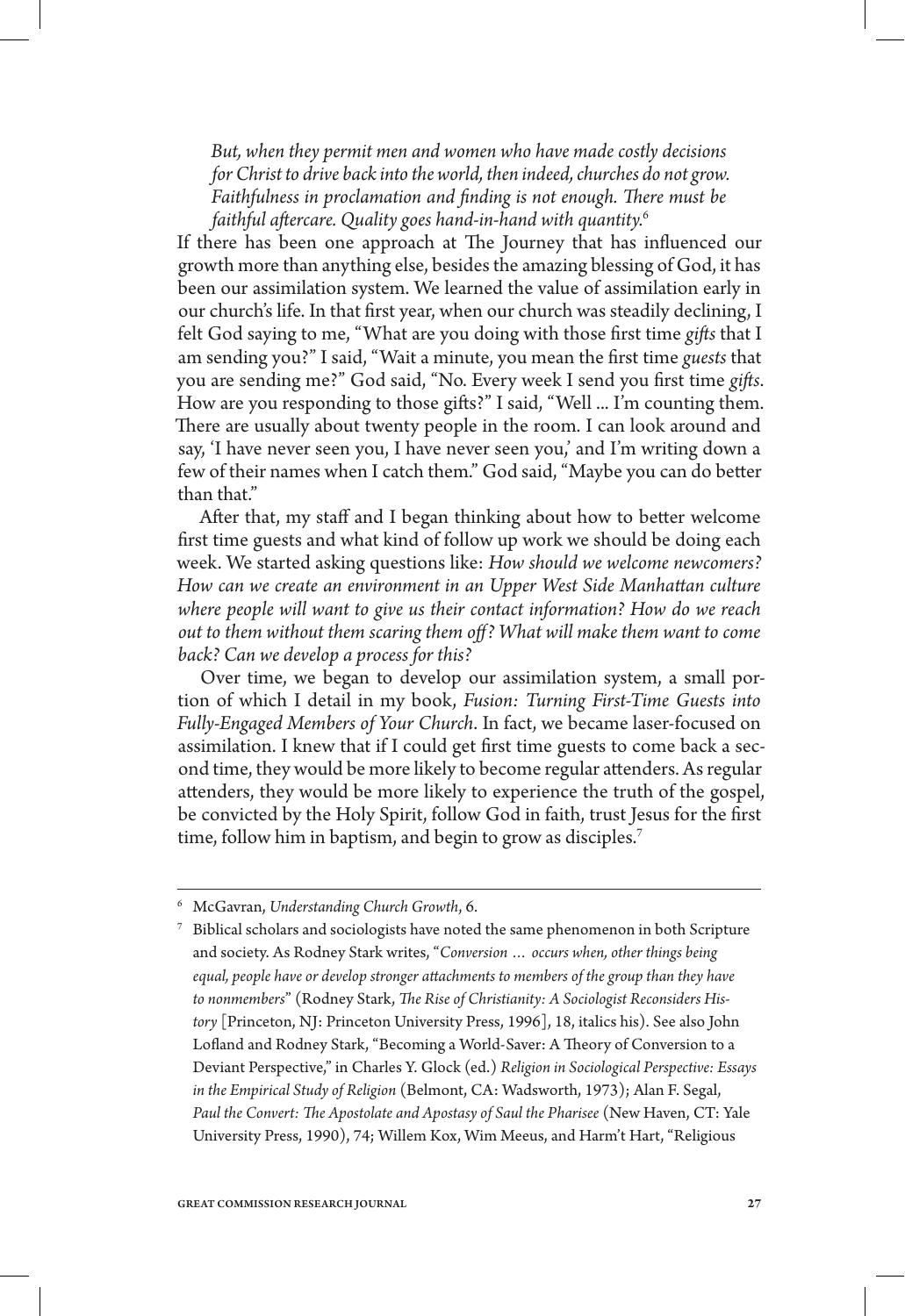> *But, when they permit men and women who have made costly decisions for Christ to drive back into the world, then indeed, churches do not grow. Faithfulness in proclamation and finding is not enough. There must be faithful aftercare. Quality goes hand-in-hand with quantity.*[6]

If there has been one approach at The Journey that has influenced our growth more than anything else, besides the amazing blessing of God, it has been our assimilation system. We learned the value of assimilation early in our church's life. In that first year, when our church was steadily declining, I felt God saying to me, "What are you doing with those first time *gifts* that I am sending you?" I said, "Wait a minute, you mean the first time *guests* that you are sending me?" God said, "No. Every week I send you first time *gifts*. How are you responding to those gifts?" I said, "Well ... I'm counting them. There are usually about twenty people in the room. I can look around and say, 'I have never seen you, I have never seen you,' and I'm writing down a few of their names when I catch them." God said, "Maybe you can do better than that."

After that, my staff and I began thinking about how to better welcome first time guests and what kind of follow up work we should be doing each week. We started asking questions like: *How should we welcome newcomers? How can we create an environment in an Upper West Side Manhattan culture where people will want to give us their contact information? How do we reach out to them without them scaring them off? What will make them want to come back? Can we develop a process for this?*

Over time, we began to develop our assimilation system, a small portion of which I detail in my book, *Fusion: Turning First-Time Guests into Fully-Engaged Members of Your Church*. In fact, we became laser-focused on assimilation. I knew that if I could get first time guests to come back a second time, they would be more likely to become regular attenders. As regular attenders, they would be more likely to experience the truth of the gospel, be convicted by the Holy Spirit, follow God in faith, trust Jesus for the first time, follow him in baptism, and begin to grow as disciples.[7]

---

[6] McGavran, *Understanding Church Growth*, 6.

[7] Biblical scholars and sociologists have noted the same phenomenon in both Scripture and society. As Rodney Stark writes, "*Conversion … occurs when, other things being equal, people have or develop stronger attachments to members of the group than they have to nonmembers*" (Rodney Stark, *The Rise of Christianity: A Sociologist Reconsiders History* [Princeton, NJ: Princeton University Press, 1996], 18, italics his). See also John Lofland and Rodney Stark, "Becoming a World-Saver: A Theory of Conversion to a Deviant Perspective," in Charles Y. Glock (ed.) *Religion in Sociological Perspective: Essays in the Empirical Study of Religion* (Belmont, CA: Wadsworth, 1973); Alan F. Segal, *Paul the Convert: The Apostolate and Apostasy of Saul the Pharisee* (New Haven, CT: Yale University Press, 1990), 74; Willem Kox, Wim Meeus, and Harm't Hart, "Religious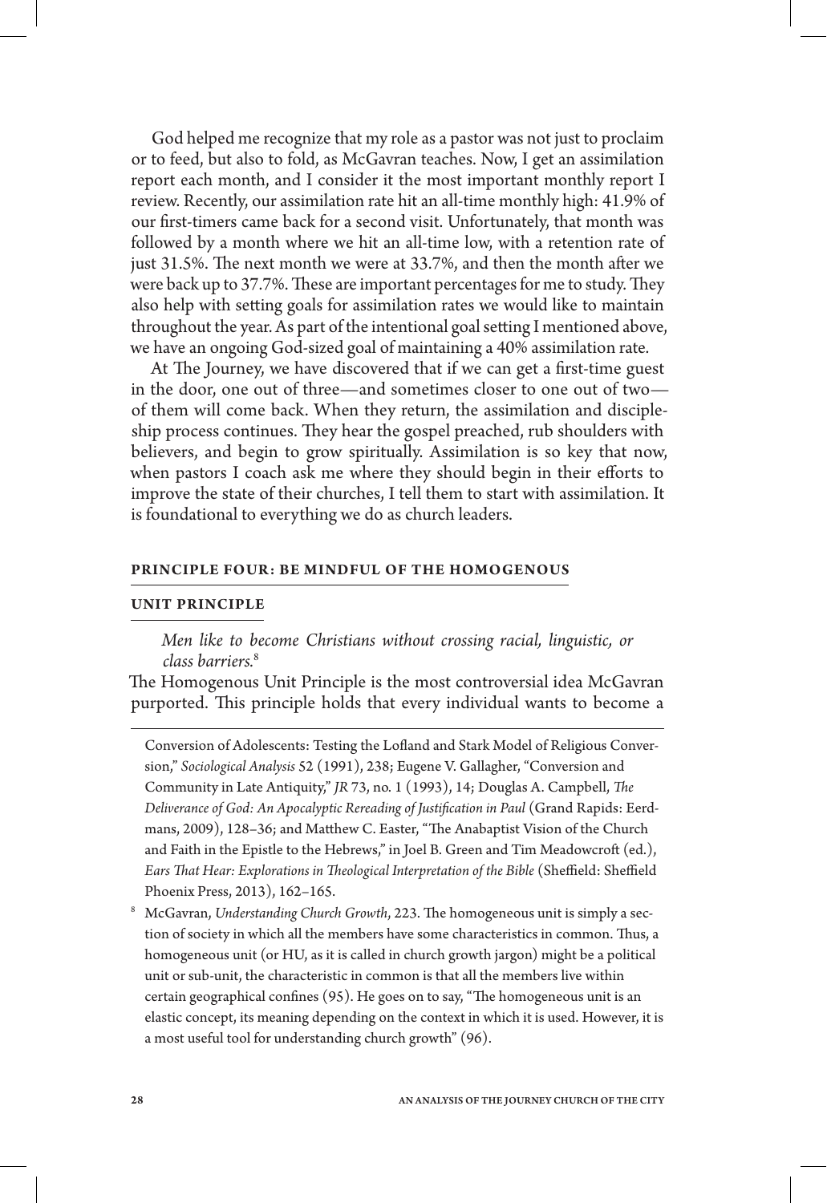God helped me recognize that my role as a pastor was not just to proclaim or to feed, but also to fold, as McGavran teaches. Now, I get an assimilation report each month, and I consider it the most important monthly report I review. Recently, our assimilation rate hit an all-time monthly high: 41.9% of our first-timers came back for a second visit. Unfortunately, that month was followed by a month where we hit an all-time low, with a retention rate of just 31.5%. The next month we were at 33.7%, and then the month after we were back up to 37.7%. These are important percentages for me to study. They also help with setting goals for assimilation rates we would like to maintain throughout the year. As part of the intentional goal setting I mentioned above, we have an ongoing God-sized goal of maintaining a 40% assimilation rate.

At The Journey, we have discovered that if we can get a first-time guest in the door, one out of three—and sometimes closer to one out of two—of them will come back. When they return, the assimilation and discipleship process continues. They hear the gospel preached, rub shoulders with believers, and begin to grow spiritually. Assimilation is so key that now, when pastors I coach ask me where they should begin in their efforts to improve the state of their churches, I tell them to start with assimilation. It is foundational to everything we do as church leaders.

## PRINCIPLE FOUR: BE MINDFUL OF THE HOMOGENOUS UNIT PRINCIPLE

> *Men like to become Christians without crossing racial, linguistic, or class barriers.*[8]

The Homogenous Unit Principle is the most controversial idea McGavran purported. This principle holds that every individual wants to become a

---

Conversion of Adolescents: Testing the Lofland and Stark Model of Religious Conversion," *Sociological Analysis* 52 (1991), 238; Eugene V. Gallagher, "Conversion and Community in Late Antiquity," *JR* 73, no. 1 (1993), 14; Douglas A. Campbell, *The Deliverance of God: An Apocalyptic Rereading of Justification in Paul* (Grand Rapids: Eerdmans, 2009), 128–36; and Matthew C. Easter, "The Anabaptist Vision of the Church and Faith in the Epistle to the Hebrews," in Joel B. Green and Tim Meadowcroft (ed.), *Ears That Hear: Explorations in Theological Interpretation of the Bible* (Sheffield: Sheffield Phoenix Press, 2013), 162–165.

[8] McGavran, *Understanding Church Growth*, 223. The homogeneous unit is simply a section of society in which all the members have some characteristics in common. Thus, a homogeneous unit (or HU, as it is called in church growth jargon) might be a political unit or sub-unit, the characteristic in common is that all the members live within certain geographical confines (95). He goes on to say, "The homogeneous unit is an elastic concept, its meaning depending on the context in which it is used. However, it is a most useful tool for understanding church growth" (96).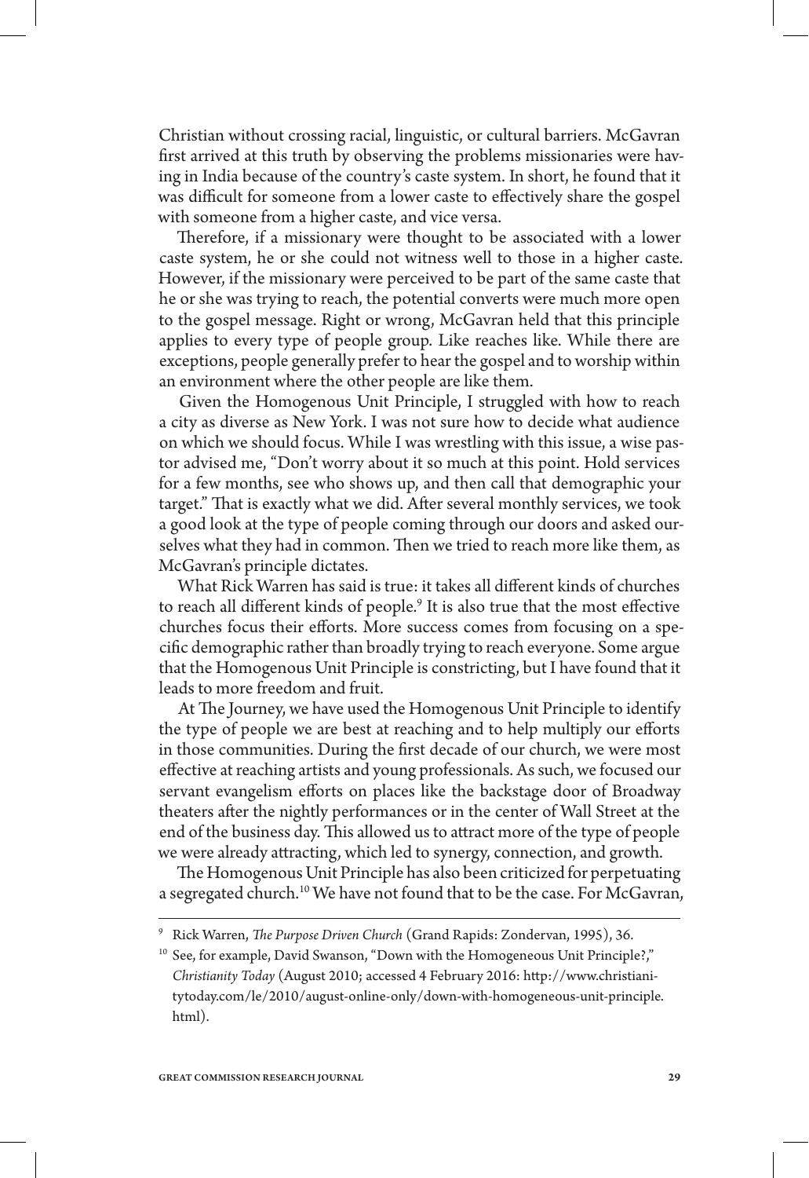Christian without crossing racial, linguistic, or cultural barriers. McGavran first arrived at this truth by observing the problems missionaries were having in India because of the country's caste system. In short, he found that it was difficult for someone from a lower caste to effectively share the gospel with someone from a higher caste, and vice versa.

Therefore, if a missionary were thought to be associated with a lower caste system, he or she could not witness well to those in a higher caste. However, if the missionary were perceived to be part of the same caste that he or she was trying to reach, the potential converts were much more open to the gospel message. Right or wrong, McGavran held that this principle applies to every type of people group. Like reaches like. While there are exceptions, people generally prefer to hear the gospel and to worship within an environment where the other people are like them.

Given the Homogenous Unit Principle, I struggled with how to reach a city as diverse as New York. I was not sure how to decide what audience on which we should focus. While I was wrestling with this issue, a wise pastor advised me, "Don't worry about it so much at this point. Hold services for a few months, see who shows up, and then call that demographic your target." That is exactly what we did. After several monthly services, we took a good look at the type of people coming through our doors and asked ourselves what they had in common. Then we tried to reach more like them, as McGavran's principle dictates.

What Rick Warren has said is true: it takes all different kinds of churches to reach all different kinds of people.[9] It is also true that the most effective churches focus their efforts. More success comes from focusing on a specific demographic rather than broadly trying to reach everyone. Some argue that the Homogenous Unit Principle is constricting, but I have found that it leads to more freedom and fruit.

At The Journey, we have used the Homogenous Unit Principle to identify the type of people we are best at reaching and to help multiply our efforts in those communities. During the first decade of our church, we were most effective at reaching artists and young professionals. As such, we focused our servant evangelism efforts on places like the backstage door of Broadway theaters after the nightly performances or in the center of Wall Street at the end of the business day. This allowed us to attract more of the type of people we were already attracting, which led to synergy, connection, and growth.

The Homogenous Unit Principle has also been criticized for perpetuating a segregated church.[10] We have not found that to be the case. For McGavran,

---

[9] Rick Warren, *The Purpose Driven Church* (Grand Rapids: Zondervan, 1995), 36.

[10] See, for example, David Swanson, "Down with the Homogeneous Unit Principle?," *Christianity Today* (August 2010; accessed 4 February 2016: http://www.christianitytoday.com/le/2010/august-online-only/down-with-homogeneous-unit-principle.html).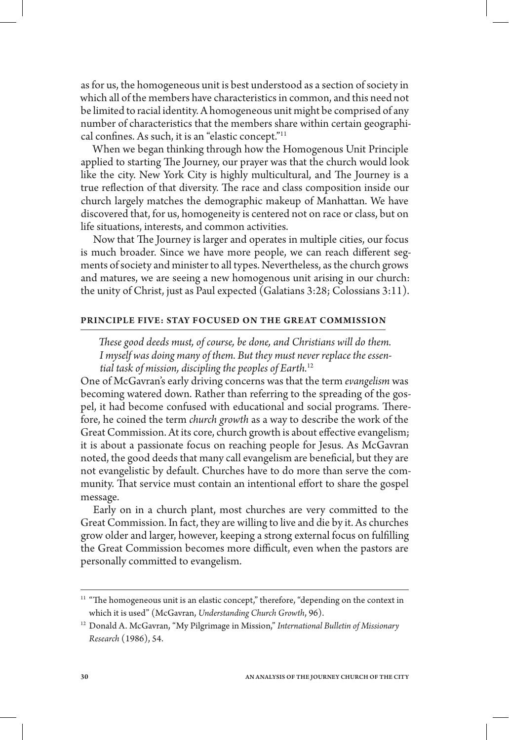as for us, the homogeneous unit is best understood as a section of society in which all of the members have characteristics in common, and this need not be limited to racial identity. A homogeneous unit might be comprised of any number of characteristics that the members share within certain geographical confines. As such, it is an "elastic concept."[11]

When we began thinking through how the Homogenous Unit Principle applied to starting The Journey, our prayer was that the church would look like the city. New York City is highly multicultural, and The Journey is a true reflection of that diversity. The race and class composition inside our church largely matches the demographic makeup of Manhattan. We have discovered that, for us, homogeneity is centered not on race or class, but on life situations, interests, and common activities.

Now that The Journey is larger and operates in multiple cities, our focus is much broader. Since we have more people, we can reach different segments of society and minister to all types. Nevertheless, as the church grows and matures, we are seeing a new homogenous unit arising in our church: the unity of Christ, just as Paul expected (Galatians 3:28; Colossians 3:11).

### PRINCIPLE FIVE: STAY FOCUSED ON THE GREAT COMMISSION

*These good deeds must, of course, be done, and Christians will do them. I myself was doing many of them. But they must never replace the essential task of mission, discipling the peoples of Earth.*[12]

One of McGavran's early driving concerns was that the term *evangelism* was becoming watered down. Rather than referring to the spreading of the gospel, it had become confused with educational and social programs. Therefore, he coined the term *church growth* as a way to describe the work of the Great Commission. At its core, church growth is about effective evangelism; it is about a passionate focus on reaching people for Jesus. As McGavran noted, the good deeds that many call evangelism are beneficial, but they are not evangelistic by default. Churches have to do more than serve the community. That service must contain an intentional effort to share the gospel message.

Early on in a church plant, most churches are very committed to the Great Commission. In fact, they are willing to live and die by it. As churches grow older and larger, however, keeping a strong external focus on fulfilling the Great Commission becomes more difficult, even when the pastors are personally committed to evangelism.

---

[11] "The homogeneous unit is an elastic concept," therefore, "depending on the context in which it is used" (McGavran, *Understanding Church Growth*, 96).

[12] Donald A. McGavran, "My Pilgrimage in Mission," *International Bulletin of Missionary Research* (1986), 54.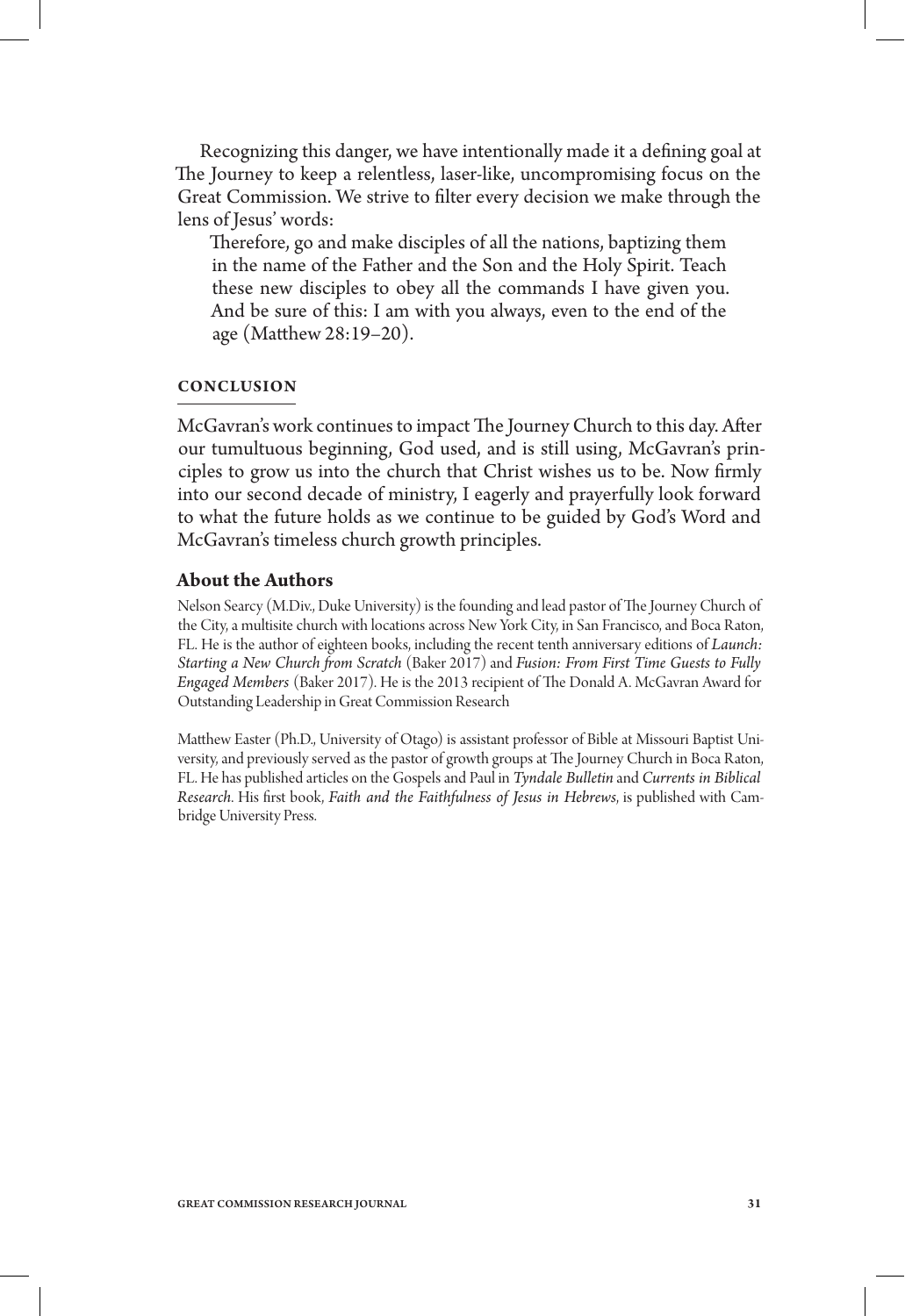Recognizing this danger, we have intentionally made it a defining goal at The Journey to keep a relentless, laser-like, uncompromising focus on the Great Commission. We strive to filter every decision we make through the lens of Jesus' words:

> Therefore, go and make disciples of all the nations, baptizing them in the name of the Father and the Son and the Holy Spirit. Teach these new disciples to obey all the commands I have given you. And be sure of this: I am with you always, even to the end of the age (Matthew 28:19–20).

## CONCLUSION

McGavran's work continues to impact The Journey Church to this day. After our tumultuous beginning, God used, and is still using, McGavran's principles to grow us into the church that Christ wishes us to be. Now firmly into our second decade of ministry, I eagerly and prayerfully look forward to what the future holds as we continue to be guided by God's Word and McGavran's timeless church growth principles.

### About the Authors

Nelson Searcy (M.Div., Duke University) is the founding and lead pastor of The Journey Church of the City, a multisite church with locations across New York City, in San Francisco, and Boca Raton, FL. He is the author of eighteen books, including the recent tenth anniversary editions of *Launch: Starting a New Church from Scratch* (Baker 2017) and *Fusion: From First Time Guests to Fully Engaged Members* (Baker 2017). He is the 2013 recipient of The Donald A. McGavran Award for Outstanding Leadership in Great Commission Research

Matthew Easter (Ph.D., University of Otago) is assistant professor of Bible at Missouri Baptist University, and previously served as the pastor of growth groups at The Journey Church in Boca Raton, FL. He has published articles on the Gospels and Paul in *Tyndale Bulletin* and *Currents in Biblical Research*. His first book, *Faith and the Faithfulness of Jesus in Hebrews*, is published with Cambridge University Press.